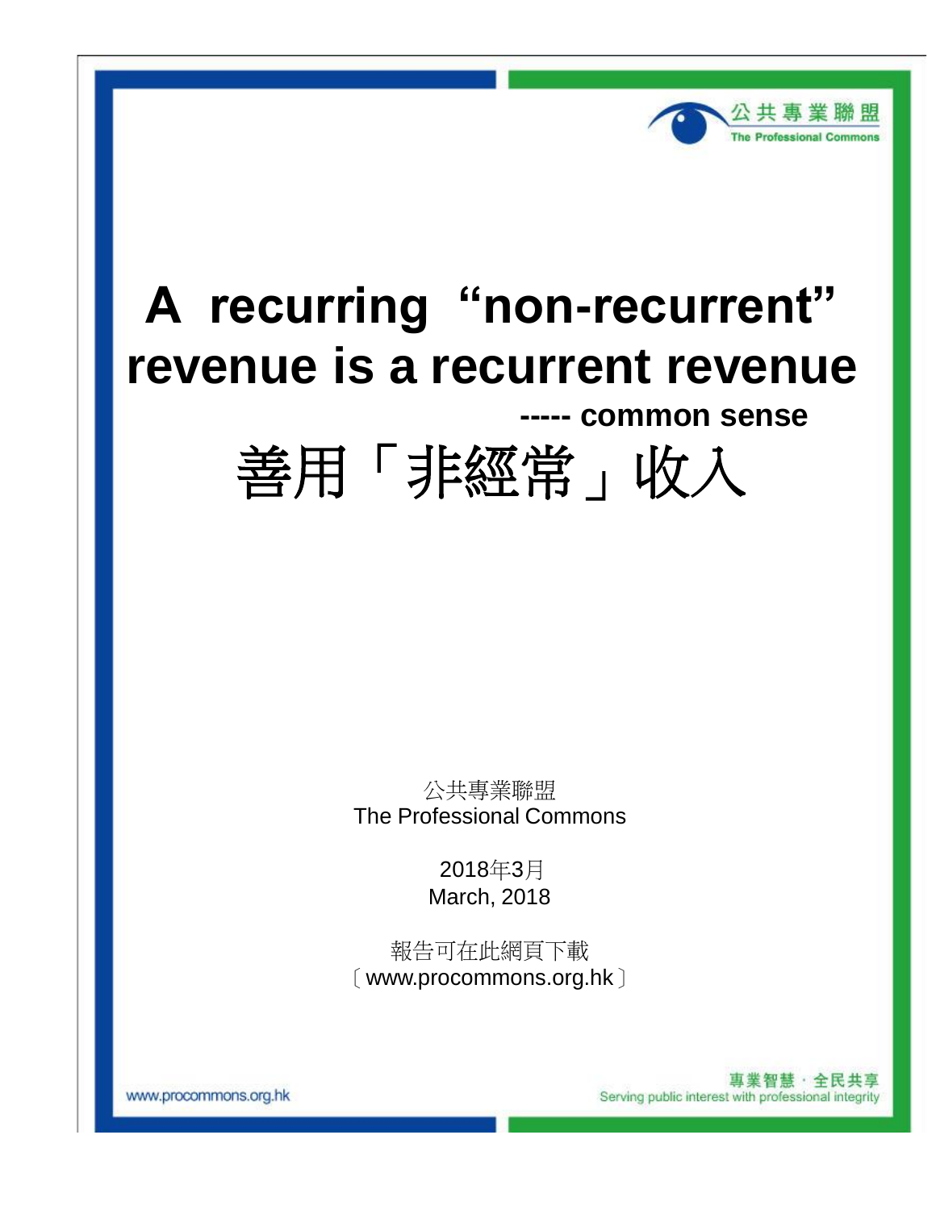公共專業聯盟
The Professional Commons

# A recurring “non-recurrent” revenue is a recurrent revenue

**----- common sense**

# 善用「非經常」收入

公共專業聯盟
The Professional Commons

2018年3月
March, 2018

報告可在此網頁下載
〔www.procommons.org.hk〕

www.procommons.org.hk

專業智慧．全民共享
Serving public interest with professional integrity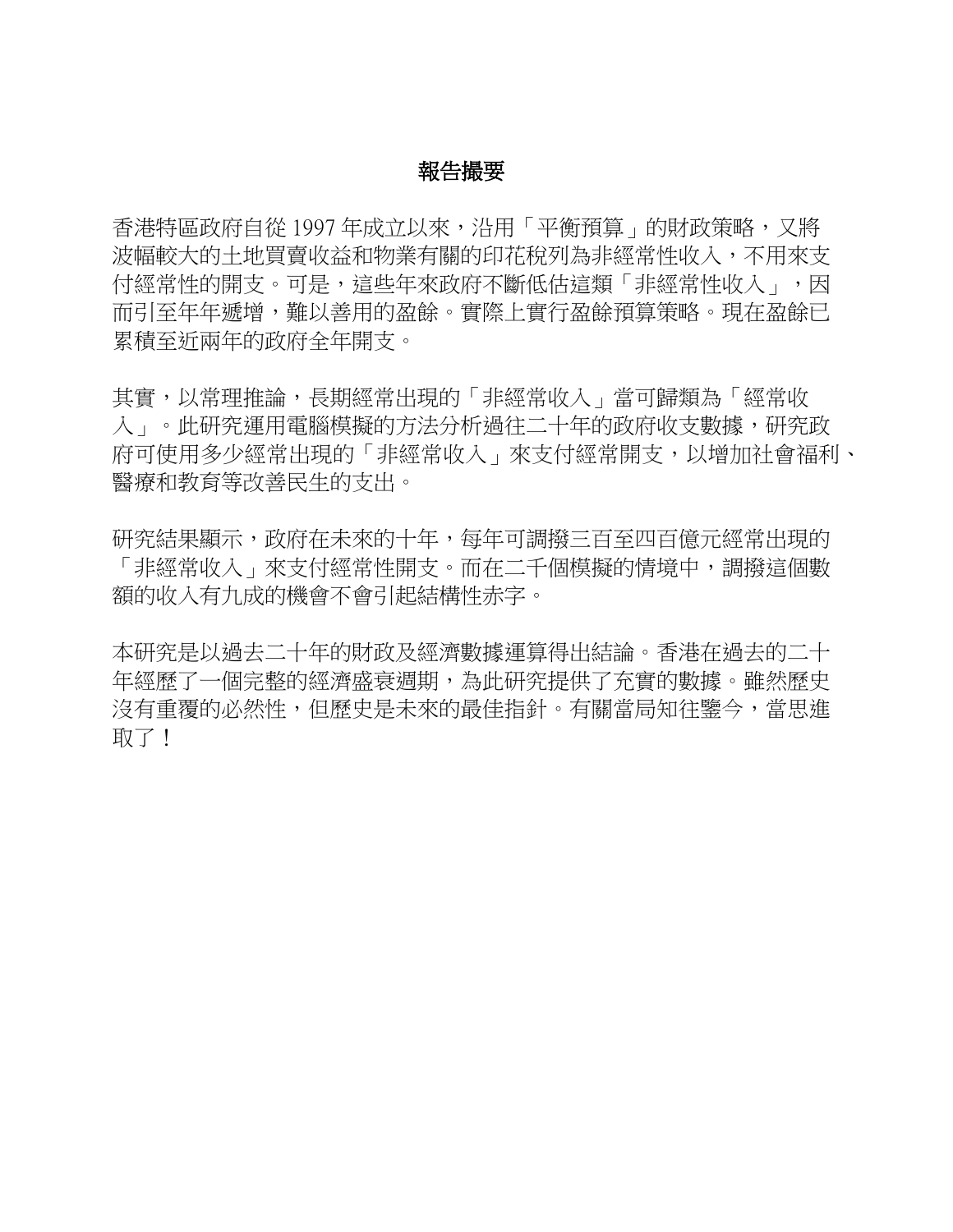## 報告撮要

香港特區政府自從 1997 年成立以來，沿用「平衡預算」的財政策略，又將波幅較大的土地買賣收益和物業有關的印花稅列為非經常性收入，不用來支付經常性的開支。可是，這些年來政府不斷低估這類「非經常性收入」，因而引至年年遞增，難以善用的盈餘。實際上實行盈餘預算策略。現在盈餘已累積至近兩年的政府全年開支。

其實，以常理推論，長期經常出現的「非經常收入」當可歸類為「經常收入」。此研究運用電腦模擬的方法分析過往二十年的政府收支數據，研究政府可使用多少經常出現的「非經常收入」來支付經常開支，以增加社會福利、醫療和教育等改善民生的支出。

研究結果顯示，政府在未來的十年，每年可調撥三百至四百億元經常出現的「非經常收入」來支付經常性開支。而在二千個模擬的情境中，調撥這個數額的收入有九成的機會不會引起結構性赤字。

本研究是以過去二十年的財政及經濟數據運算得出結論。香港在過去的二十年經歷了一個完整的經濟盛衰週期，為此研究提供了充實的數據。雖然歷史沒有重覆的必然性，但歷史是未來的最佳指針。有關當局知往鑒今，當思進取了！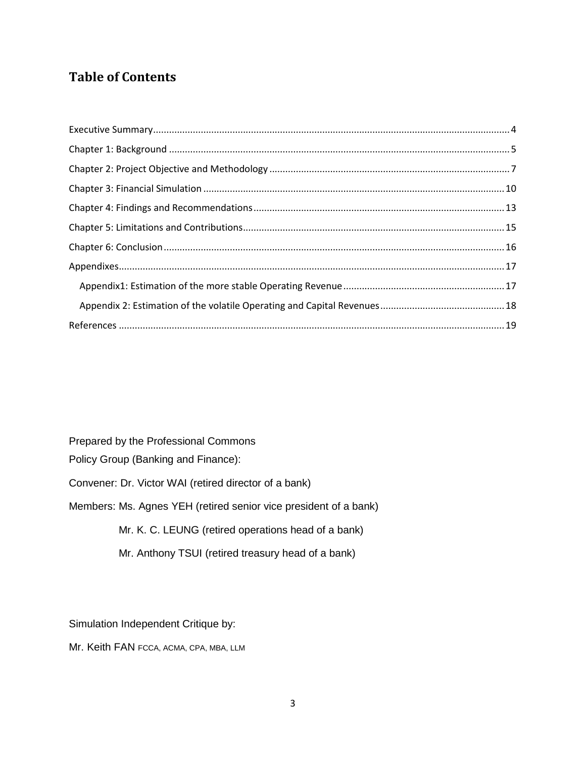## Table of Contents

Executive Summary ..................................................................................................................... 4

Chapter 1: Background ............................................................................................................... 5

Chapter 2: Project Objective and Methodology ......................................................................... 7

Chapter 3: Financial Simulation ................................................................................................ 10

Chapter 4: Findings and Recommendations ............................................................................. 13

Chapter 5: Limitations and Contributions ................................................................................. 15

Chapter 6: Conclusion ............................................................................................................... 16

Appendixes ................................................................................................................................ 17

- Appendix1: Estimation of the more stable Operating Revenue ............................................ 17
- Appendix 2: Estimation of the volatile Operating and Capital Revenues .............................. 18

References ................................................................................................................................ 19

Prepared by the Professional Commons

Policy Group (Banking and Finance):

Convener: Dr. Victor WAI (retired director of a bank)

Members: Ms. Agnes YEH (retired senior vice president of a bank)

Mr. K. C. LEUNG (retired operations head of a bank)

Mr. Anthony TSUI (retired treasury head of a bank)

Simulation Independent Critique by:

Mr. Keith FAN FCCA, ACMA, CPA, MBA, LLM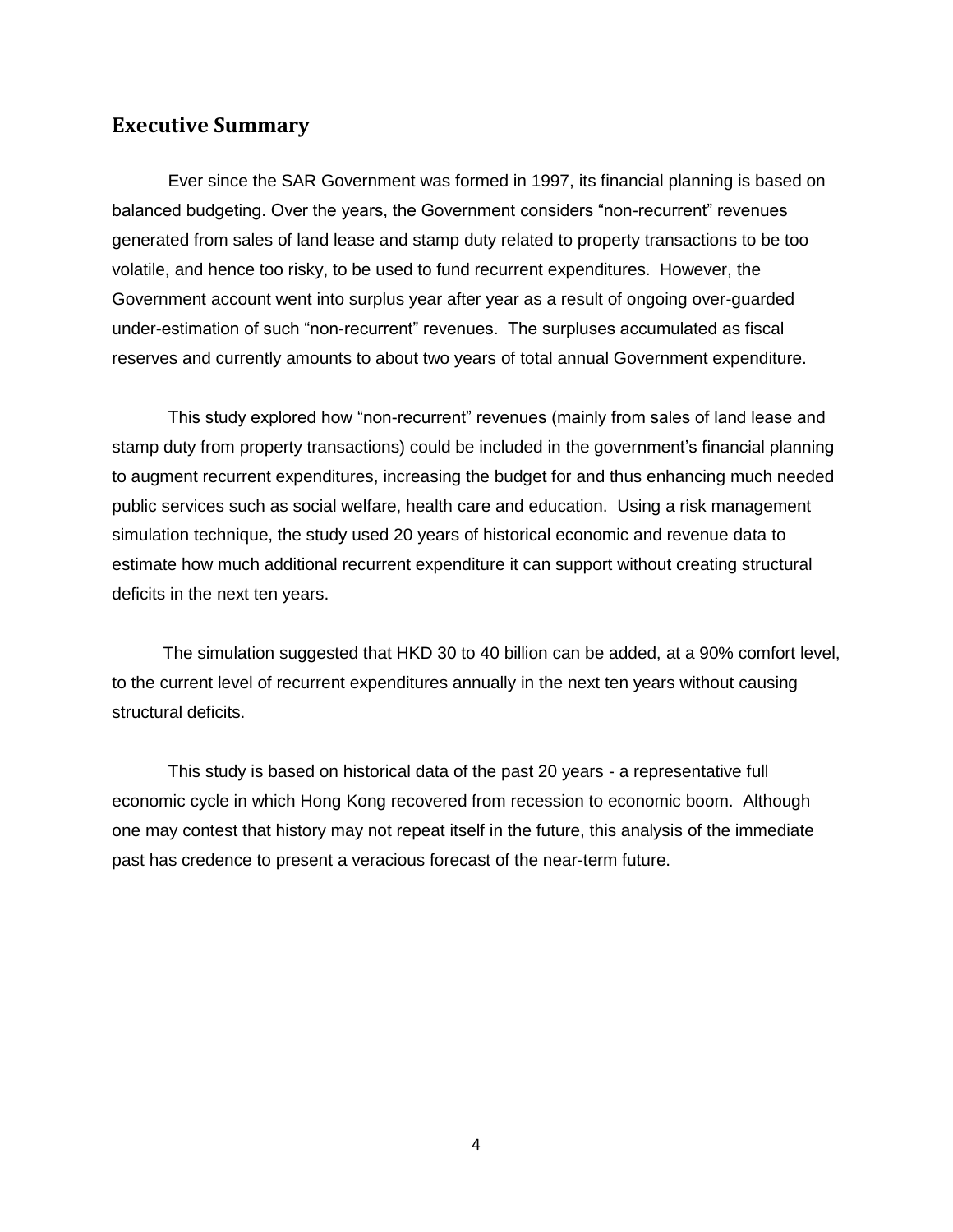## Executive Summary

Ever since the SAR Government was formed in 1997, its financial planning is based on balanced budgeting. Over the years, the Government considers "non-recurrent" revenues generated from sales of land lease and stamp duty related to property transactions to be too volatile, and hence too risky, to be used to fund recurrent expenditures. However, the Government account went into surplus year after year as a result of ongoing over-guarded under-estimation of such "non-recurrent" revenues. The surpluses accumulated as fiscal reserves and currently amounts to about two years of total annual Government expenditure.

This study explored how "non-recurrent" revenues (mainly from sales of land lease and stamp duty from property transactions) could be included in the government's financial planning to augment recurrent expenditures, increasing the budget for and thus enhancing much needed public services such as social welfare, health care and education. Using a risk management simulation technique, the study used 20 years of historical economic and revenue data to estimate how much additional recurrent expenditure it can support without creating structural deficits in the next ten years.

The simulation suggested that HKD 30 to 40 billion can be added, at a 90% comfort level, to the current level of recurrent expenditures annually in the next ten years without causing structural deficits.

This study is based on historical data of the past 20 years - a representative full economic cycle in which Hong Kong recovered from recession to economic boom. Although one may contest that history may not repeat itself in the future, this analysis of the immediate past has credence to present a veracious forecast of the near-term future.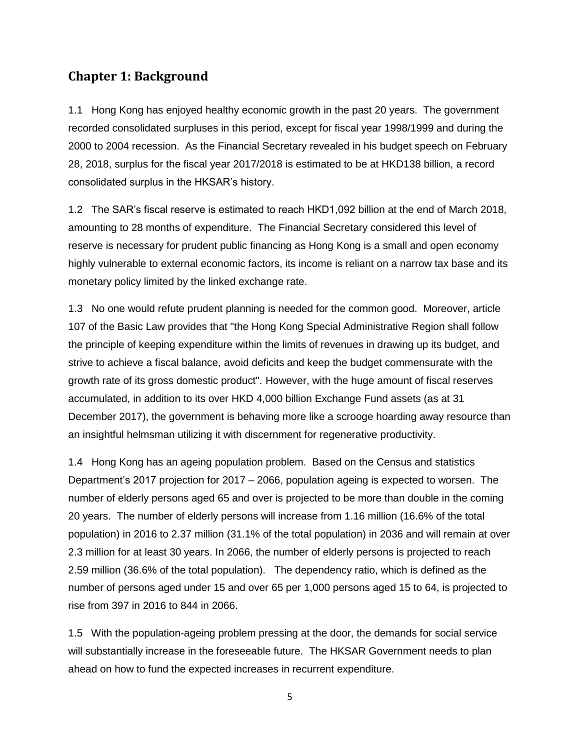## Chapter 1: Background

1.1 Hong Kong has enjoyed healthy economic growth in the past 20 years. The government recorded consolidated surpluses in this period, except for fiscal year 1998/1999 and during the 2000 to 2004 recession. As the Financial Secretary revealed in his budget speech on February 28, 2018, surplus for the fiscal year 2017/2018 is estimated to be at HKD138 billion, a record consolidated surplus in the HKSAR's history.

1.2 The SAR's fiscal reserve is estimated to reach HKD1,092 billion at the end of March 2018, amounting to 28 months of expenditure. The Financial Secretary considered this level of reserve is necessary for prudent public financing as Hong Kong is a small and open economy highly vulnerable to external economic factors, its income is reliant on a narrow tax base and its monetary policy limited by the linked exchange rate.

1.3 No one would refute prudent planning is needed for the common good. Moreover, article 107 of the Basic Law provides that "the Hong Kong Special Administrative Region shall follow the principle of keeping expenditure within the limits of revenues in drawing up its budget, and strive to achieve a fiscal balance, avoid deficits and keep the budget commensurate with the growth rate of its gross domestic product". However, with the huge amount of fiscal reserves accumulated, in addition to its over HKD 4,000 billion Exchange Fund assets (as at 31 December 2017), the government is behaving more like a scrooge hoarding away resource than an insightful helmsman utilizing it with discernment for regenerative productivity.

1.4 Hong Kong has an ageing population problem. Based on the Census and statistics Department's 2017 projection for 2017 – 2066, population ageing is expected to worsen. The number of elderly persons aged 65 and over is projected to be more than double in the coming 20 years. The number of elderly persons will increase from 1.16 million (16.6% of the total population) in 2016 to 2.37 million (31.1% of the total population) in 2036 and will remain at over 2.3 million for at least 30 years. In 2066, the number of elderly persons is projected to reach 2.59 million (36.6% of the total population). The dependency ratio, which is defined as the number of persons aged under 15 and over 65 per 1,000 persons aged 15 to 64, is projected to rise from 397 in 2016 to 844 in 2066.

1.5 With the population-ageing problem pressing at the door, the demands for social service will substantially increase in the foreseeable future. The HKSAR Government needs to plan ahead on how to fund the expected increases in recurrent expenditure.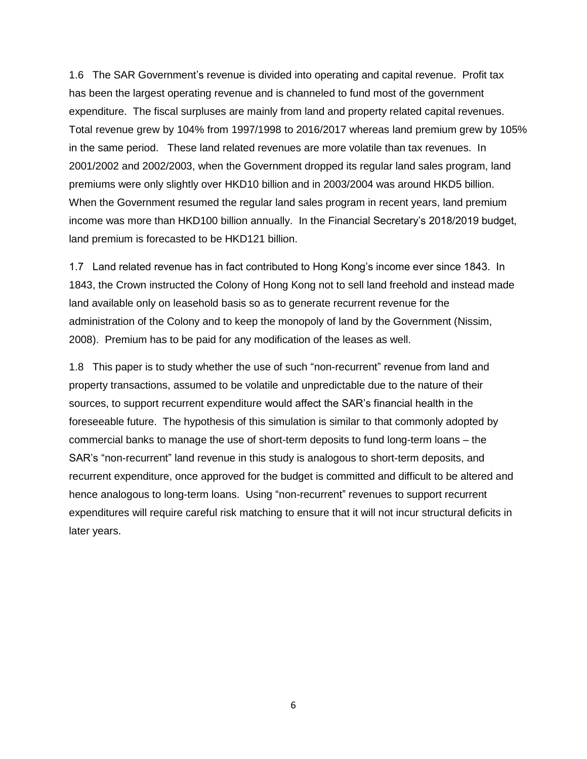1.6 The SAR Government's revenue is divided into operating and capital revenue. Profit tax has been the largest operating revenue and is channeled to fund most of the government expenditure. The fiscal surpluses are mainly from land and property related capital revenues. Total revenue grew by 104% from 1997/1998 to 2016/2017 whereas land premium grew by 105% in the same period. These land related revenues are more volatile than tax revenues. In 2001/2002 and 2002/2003, when the Government dropped its regular land sales program, land premiums were only slightly over HKD10 billion and in 2003/2004 was around HKD5 billion. When the Government resumed the regular land sales program in recent years, land premium income was more than HKD100 billion annually. In the Financial Secretary's 2018/2019 budget, land premium is forecasted to be HKD121 billion.

1.7 Land related revenue has in fact contributed to Hong Kong's income ever since 1843. In 1843, the Crown instructed the Colony of Hong Kong not to sell land freehold and instead made land available only on leasehold basis so as to generate recurrent revenue for the administration of the Colony and to keep the monopoly of land by the Government (Nissim, 2008). Premium has to be paid for any modification of the leases as well.

1.8 This paper is to study whether the use of such "non-recurrent" revenue from land and property transactions, assumed to be volatile and unpredictable due to the nature of their sources, to support recurrent expenditure would affect the SAR's financial health in the foreseeable future. The hypothesis of this simulation is similar to that commonly adopted by commercial banks to manage the use of short-term deposits to fund long-term loans – the SAR's "non-recurrent" land revenue in this study is analogous to short-term deposits, and recurrent expenditure, once approved for the budget is committed and difficult to be altered and hence analogous to long-term loans. Using "non-recurrent" revenues to support recurrent expenditures will require careful risk matching to ensure that it will not incur structural deficits in later years.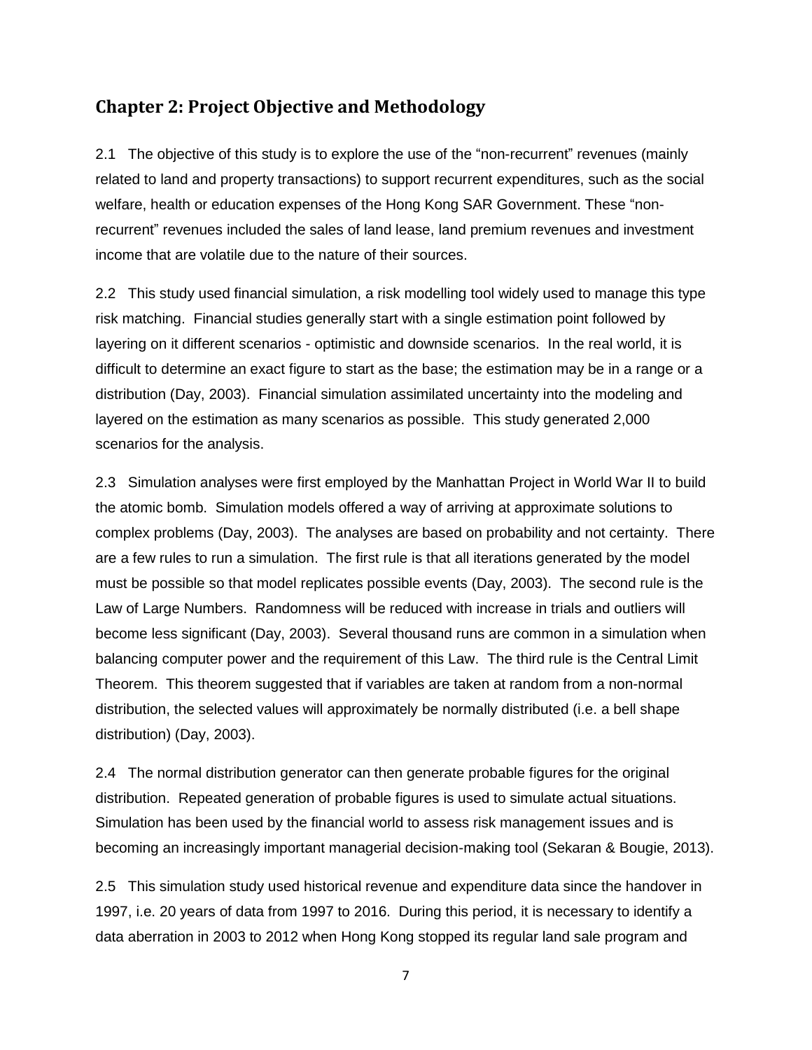## Chapter 2: Project Objective and Methodology

2.1 The objective of this study is to explore the use of the "non-recurrent" revenues (mainly related to land and property transactions) to support recurrent expenditures, such as the social welfare, health or education expenses of the Hong Kong SAR Government. These "non-recurrent" revenues included the sales of land lease, land premium revenues and investment income that are volatile due to the nature of their sources.

2.2 This study used financial simulation, a risk modelling tool widely used to manage this type risk matching. Financial studies generally start with a single estimation point followed by layering on it different scenarios - optimistic and downside scenarios. In the real world, it is difficult to determine an exact figure to start as the base; the estimation may be in a range or a distribution (Day, 2003). Financial simulation assimilated uncertainty into the modeling and layered on the estimation as many scenarios as possible. This study generated 2,000 scenarios for the analysis.

2.3 Simulation analyses were first employed by the Manhattan Project in World War II to build the atomic bomb. Simulation models offered a way of arriving at approximate solutions to complex problems (Day, 2003). The analyses are based on probability and not certainty. There are a few rules to run a simulation. The first rule is that all iterations generated by the model must be possible so that model replicates possible events (Day, 2003). The second rule is the Law of Large Numbers. Randomness will be reduced with increase in trials and outliers will become less significant (Day, 2003). Several thousand runs are common in a simulation when balancing computer power and the requirement of this Law. The third rule is the Central Limit Theorem. This theorem suggested that if variables are taken at random from a non-normal distribution, the selected values will approximately be normally distributed (i.e. a bell shape distribution) (Day, 2003).

2.4 The normal distribution generator can then generate probable figures for the original distribution. Repeated generation of probable figures is used to simulate actual situations. Simulation has been used by the financial world to assess risk management issues and is becoming an increasingly important managerial decision-making tool (Sekaran & Bougie, 2013).

2.5 This simulation study used historical revenue and expenditure data since the handover in 1997, i.e. 20 years of data from 1997 to 2016. During this period, it is necessary to identify a data aberration in 2003 to 2012 when Hong Kong stopped its regular land sale program and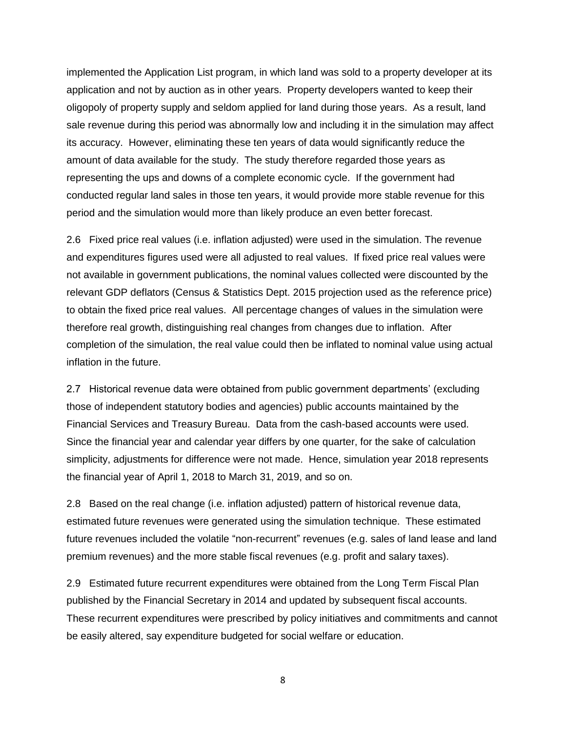implemented the Application List program, in which land was sold to a property developer at its application and not by auction as in other years. Property developers wanted to keep their oligopoly of property supply and seldom applied for land during those years. As a result, land sale revenue during this period was abnormally low and including it in the simulation may affect its accuracy. However, eliminating these ten years of data would significantly reduce the amount of data available for the study. The study therefore regarded those years as representing the ups and downs of a complete economic cycle. If the government had conducted regular land sales in those ten years, it would provide more stable revenue for this period and the simulation would more than likely produce an even better forecast.

2.6 Fixed price real values (i.e. inflation adjusted) were used in the simulation. The revenue and expenditures figures used were all adjusted to real values. If fixed price real values were not available in government publications, the nominal values collected were discounted by the relevant GDP deflators (Census & Statistics Dept. 2015 projection used as the reference price) to obtain the fixed price real values. All percentage changes of values in the simulation were therefore real growth, distinguishing real changes from changes due to inflation. After completion of the simulation, the real value could then be inflated to nominal value using actual inflation in the future.

2.7 Historical revenue data were obtained from public government departments' (excluding those of independent statutory bodies and agencies) public accounts maintained by the Financial Services and Treasury Bureau. Data from the cash-based accounts were used. Since the financial year and calendar year differs by one quarter, for the sake of calculation simplicity, adjustments for difference were not made. Hence, simulation year 2018 represents the financial year of April 1, 2018 to March 31, 2019, and so on.

2.8 Based on the real change (i.e. inflation adjusted) pattern of historical revenue data, estimated future revenues were generated using the simulation technique. These estimated future revenues included the volatile "non-recurrent" revenues (e.g. sales of land lease and land premium revenues) and the more stable fiscal revenues (e.g. profit and salary taxes).

2.9 Estimated future recurrent expenditures were obtained from the Long Term Fiscal Plan published by the Financial Secretary in 2014 and updated by subsequent fiscal accounts. These recurrent expenditures were prescribed by policy initiatives and commitments and cannot be easily altered, say expenditure budgeted for social welfare or education.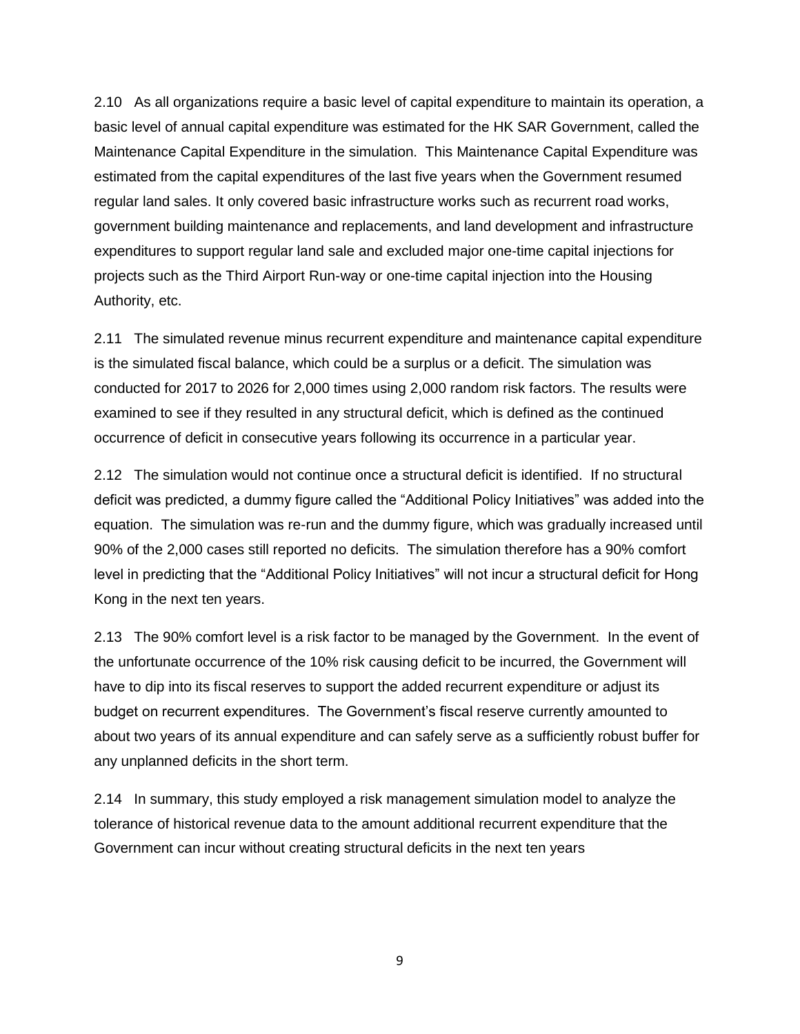2.10 As all organizations require a basic level of capital expenditure to maintain its operation, a basic level of annual capital expenditure was estimated for the HK SAR Government, called the Maintenance Capital Expenditure in the simulation. This Maintenance Capital Expenditure was estimated from the capital expenditures of the last five years when the Government resumed regular land sales. It only covered basic infrastructure works such as recurrent road works, government building maintenance and replacements, and land development and infrastructure expenditures to support regular land sale and excluded major one-time capital injections for projects such as the Third Airport Run-way or one-time capital injection into the Housing Authority, etc.

2.11 The simulated revenue minus recurrent expenditure and maintenance capital expenditure is the simulated fiscal balance, which could be a surplus or a deficit. The simulation was conducted for 2017 to 2026 for 2,000 times using 2,000 random risk factors. The results were examined to see if they resulted in any structural deficit, which is defined as the continued occurrence of deficit in consecutive years following its occurrence in a particular year.

2.12 The simulation would not continue once a structural deficit is identified. If no structural deficit was predicted, a dummy figure called the "Additional Policy Initiatives" was added into the equation. The simulation was re-run and the dummy figure, which was gradually increased until 90% of the 2,000 cases still reported no deficits. The simulation therefore has a 90% comfort level in predicting that the "Additional Policy Initiatives" will not incur a structural deficit for Hong Kong in the next ten years.

2.13 The 90% comfort level is a risk factor to be managed by the Government. In the event of the unfortunate occurrence of the 10% risk causing deficit to be incurred, the Government will have to dip into its fiscal reserves to support the added recurrent expenditure or adjust its budget on recurrent expenditures. The Government's fiscal reserve currently amounted to about two years of its annual expenditure and can safely serve as a sufficiently robust buffer for any unplanned deficits in the short term.

2.14 In summary, this study employed a risk management simulation model to analyze the tolerance of historical revenue data to the amount additional recurrent expenditure that the Government can incur without creating structural deficits in the next ten years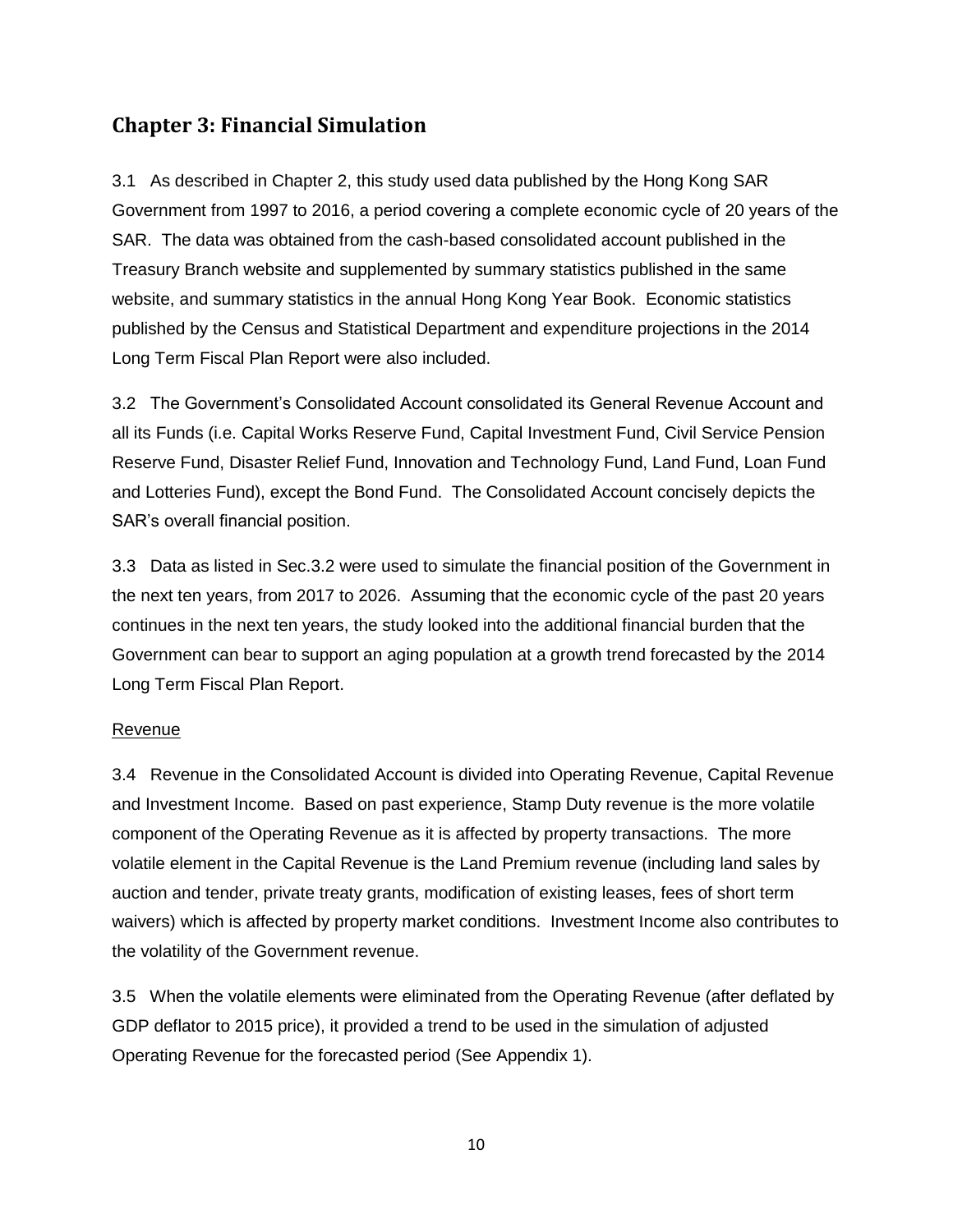## Chapter 3: Financial Simulation

3.1 As described in Chapter 2, this study used data published by the Hong Kong SAR Government from 1997 to 2016, a period covering a complete economic cycle of 20 years of the SAR. The data was obtained from the cash-based consolidated account published in the Treasury Branch website and supplemented by summary statistics published in the same website, and summary statistics in the annual Hong Kong Year Book. Economic statistics published by the Census and Statistical Department and expenditure projections in the 2014 Long Term Fiscal Plan Report were also included.

3.2 The Government's Consolidated Account consolidated its General Revenue Account and all its Funds (i.e. Capital Works Reserve Fund, Capital Investment Fund, Civil Service Pension Reserve Fund, Disaster Relief Fund, Innovation and Technology Fund, Land Fund, Loan Fund and Lotteries Fund), except the Bond Fund. The Consolidated Account concisely depicts the SAR's overall financial position.

3.3 Data as listed in Sec.3.2 were used to simulate the financial position of the Government in the next ten years, from 2017 to 2026. Assuming that the economic cycle of the past 20 years continues in the next ten years, the study looked into the additional financial burden that the Government can bear to support an aging population at a growth trend forecasted by the 2014 Long Term Fiscal Plan Report.

<u>Revenue</u>

3.4 Revenue in the Consolidated Account is divided into Operating Revenue, Capital Revenue and Investment Income. Based on past experience, Stamp Duty revenue is the more volatile component of the Operating Revenue as it is affected by property transactions. The more volatile element in the Capital Revenue is the Land Premium revenue (including land sales by auction and tender, private treaty grants, modification of existing leases, fees of short term waivers) which is affected by property market conditions. Investment Income also contributes to the volatility of the Government revenue.

3.5 When the volatile elements were eliminated from the Operating Revenue (after deflated by GDP deflator to 2015 price), it provided a trend to be used in the simulation of adjusted Operating Revenue for the forecasted period (See Appendix 1).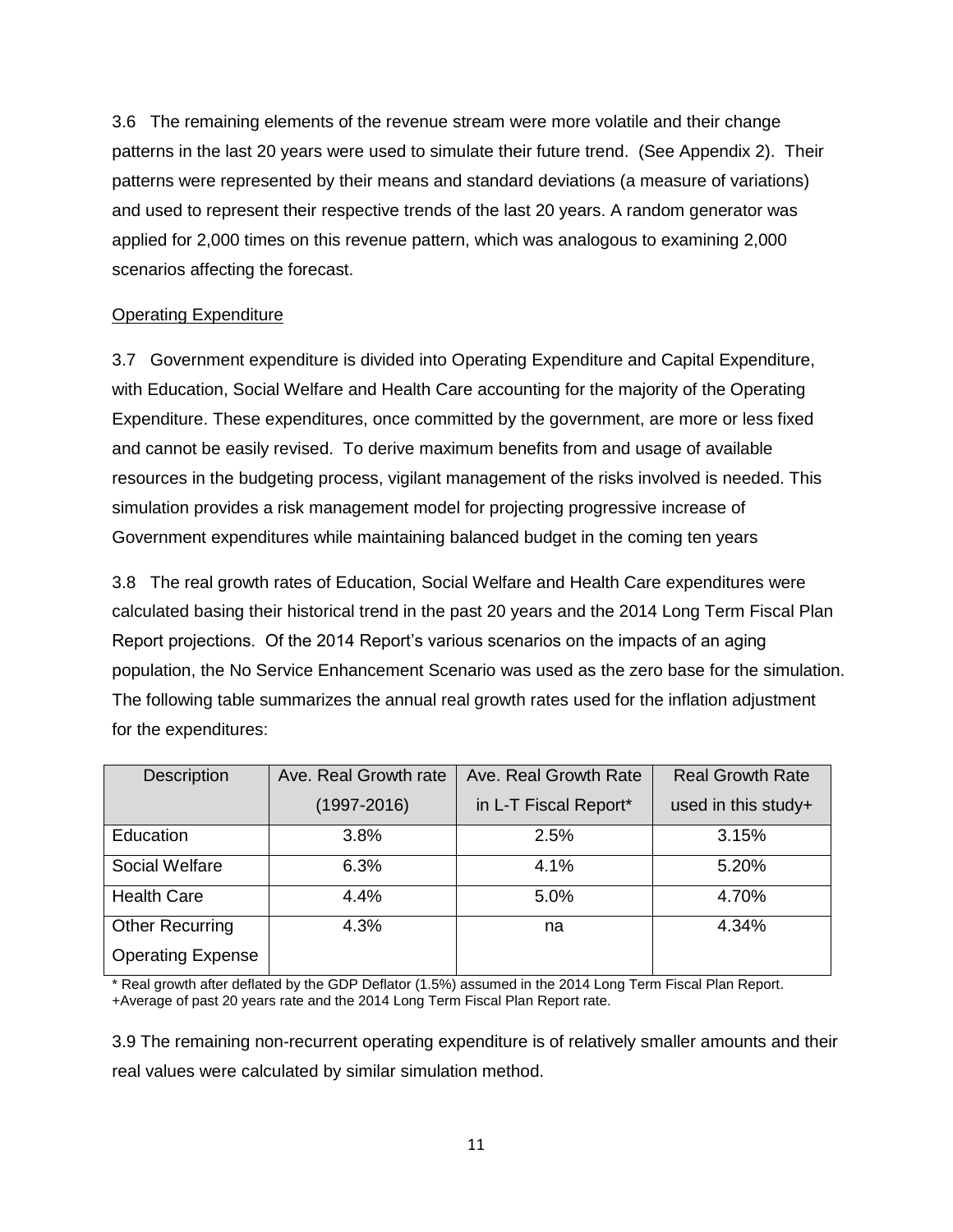3.6 The remaining elements of the revenue stream were more volatile and their change patterns in the last 20 years were used to simulate their future trend. (See Appendix 2). Their patterns were represented by their means and standard deviations (a measure of variations) and used to represent their respective trends of the last 20 years. A random generator was applied for 2,000 times on this revenue pattern, which was analogous to examining 2,000 scenarios affecting the forecast.

Operating Expenditure

3.7 Government expenditure is divided into Operating Expenditure and Capital Expenditure, with Education, Social Welfare and Health Care accounting for the majority of the Operating Expenditure. These expenditures, once committed by the government, are more or less fixed and cannot be easily revised. To derive maximum benefits from and usage of available resources in the budgeting process, vigilant management of the risks involved is needed. This simulation provides a risk management model for projecting progressive increase of Government expenditures while maintaining balanced budget in the coming ten years

3.8 The real growth rates of Education, Social Welfare and Health Care expenditures were calculated basing their historical trend in the past 20 years and the 2014 Long Term Fiscal Plan Report projections. Of the 2014 Report's various scenarios on the impacts of an aging population, the No Service Enhancement Scenario was used as the zero base for the simulation. The following table summarizes the annual real growth rates used for the inflation adjustment for the expenditures:

| Description | Ave. Real Growth rate (1997-2016) | Ave. Real Growth Rate in L-T Fiscal Report* | Real Growth Rate used in this study+ |
|---|---|---|---|
| Education | 3.8% | 2.5% | 3.15% |
| Social Welfare | 6.3% | 4.1% | 5.20% |
| Health Care | 4.4% | 5.0% | 4.70% |
| Other Recurring Operating Expense | 4.3% | na | 4.34% |

* Real growth after deflated by the GDP Deflator (1.5%) assumed in the 2014 Long Term Fiscal Plan Report.
+Average of past 20 years rate and the 2014 Long Term Fiscal Plan Report rate.

3.9 The remaining non-recurrent operating expenditure is of relatively smaller amounts and their real values were calculated by similar simulation method.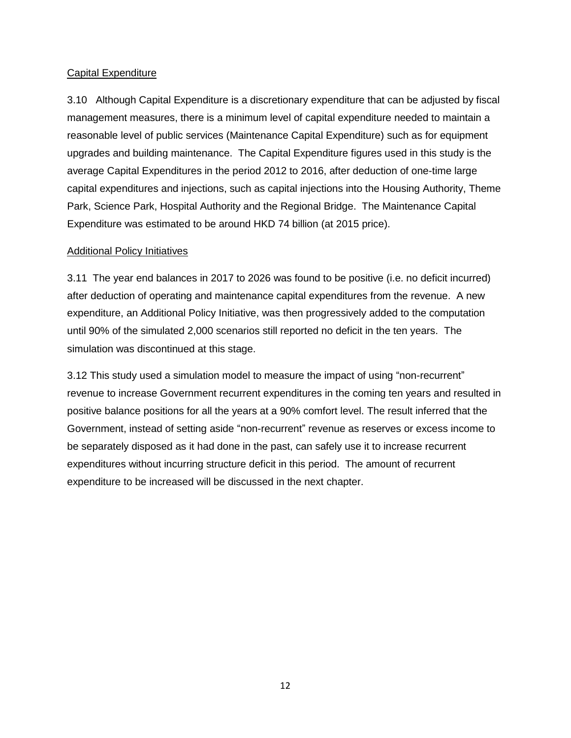<u>Capital Expenditure</u>

3.10 Although Capital Expenditure is a discretionary expenditure that can be adjusted by fiscal management measures, there is a minimum level of capital expenditure needed to maintain a reasonable level of public services (Maintenance Capital Expenditure) such as for equipment upgrades and building maintenance. The Capital Expenditure figures used in this study is the average Capital Expenditures in the period 2012 to 2016, after deduction of one-time large capital expenditures and injections, such as capital injections into the Housing Authority, Theme Park, Science Park, Hospital Authority and the Regional Bridge. The Maintenance Capital Expenditure was estimated to be around HKD 74 billion (at 2015 price).

<u>Additional Policy Initiatives</u>

3.11 The year end balances in 2017 to 2026 was found to be positive (i.e. no deficit incurred) after deduction of operating and maintenance capital expenditures from the revenue. A new expenditure, an Additional Policy Initiative, was then progressively added to the computation until 90% of the simulated 2,000 scenarios still reported no deficit in the ten years. The simulation was discontinued at this stage.

3.12 This study used a simulation model to measure the impact of using "non-recurrent" revenue to increase Government recurrent expenditures in the coming ten years and resulted in positive balance positions for all the years at a 90% comfort level. The result inferred that the Government, instead of setting aside "non-recurrent" revenue as reserves or excess income to be separately disposed as it had done in the past, can safely use it to increase recurrent expenditures without incurring structure deficit in this period. The amount of recurrent expenditure to be increased will be discussed in the next chapter.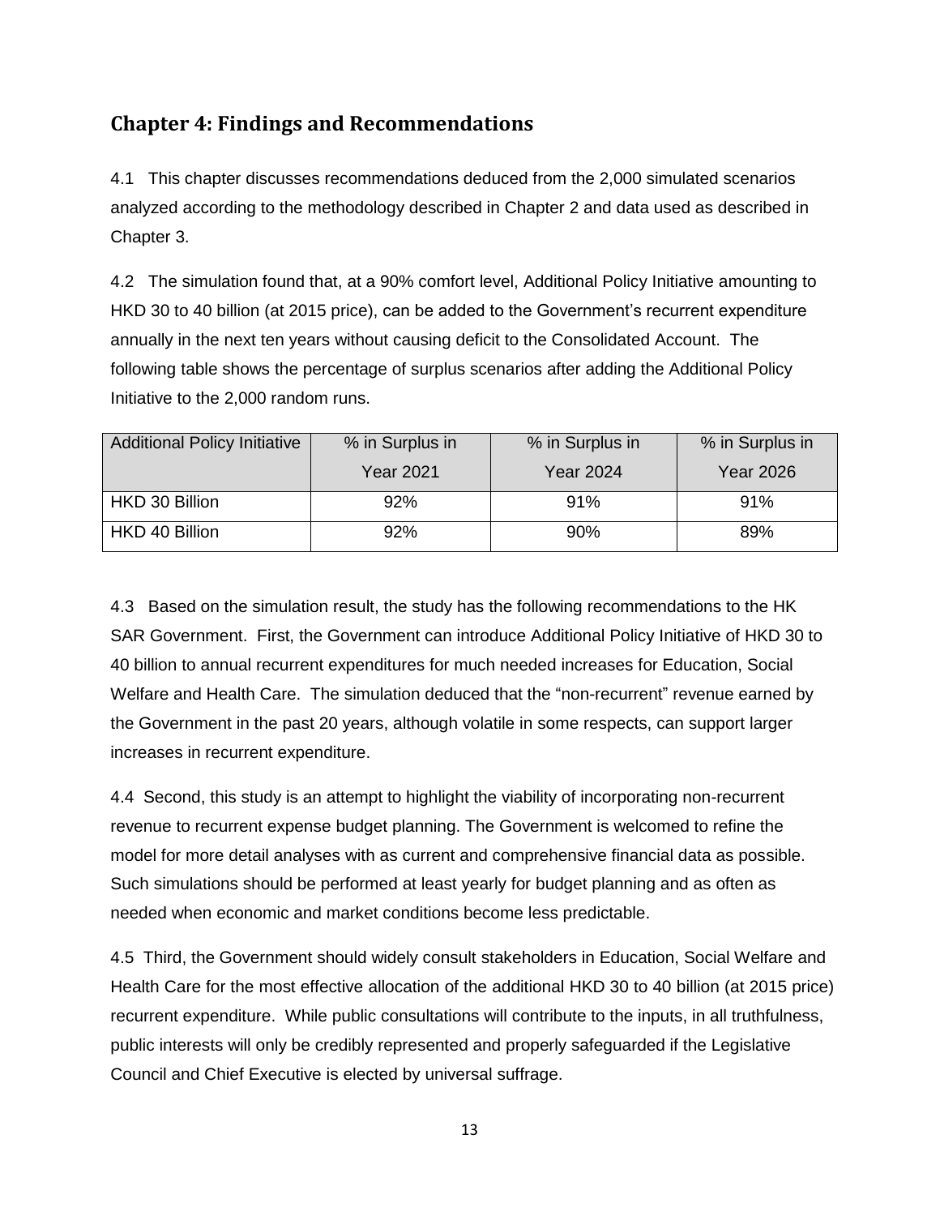## Chapter 4: Findings and Recommendations

4.1 This chapter discusses recommendations deduced from the 2,000 simulated scenarios analyzed according to the methodology described in Chapter 2 and data used as described in Chapter 3.

4.2 The simulation found that, at a 90% comfort level, Additional Policy Initiative amounting to HKD 30 to 40 billion (at 2015 price), can be added to the Government's recurrent expenditure annually in the next ten years without causing deficit to the Consolidated Account. The following table shows the percentage of surplus scenarios after adding the Additional Policy Initiative to the 2,000 random runs.

| Additional Policy Initiative | % in Surplus in Year 2021 | % in Surplus in Year 2024 | % in Surplus in Year 2026 |
|---|---|---|---|
| HKD 30 Billion | 92% | 91% | 91% |
| HKD 40 Billion | 92% | 90% | 89% |

4.3 Based on the simulation result, the study has the following recommendations to the HK SAR Government. First, the Government can introduce Additional Policy Initiative of HKD 30 to 40 billion to annual recurrent expenditures for much needed increases for Education, Social Welfare and Health Care. The simulation deduced that the "non-recurrent" revenue earned by the Government in the past 20 years, although volatile in some respects, can support larger increases in recurrent expenditure.

4.4 Second, this study is an attempt to highlight the viability of incorporating non-recurrent revenue to recurrent expense budget planning. The Government is welcomed to refine the model for more detail analyses with as current and comprehensive financial data as possible. Such simulations should be performed at least yearly for budget planning and as often as needed when economic and market conditions become less predictable.

4.5 Third, the Government should widely consult stakeholders in Education, Social Welfare and Health Care for the most effective allocation of the additional HKD 30 to 40 billion (at 2015 price) recurrent expenditure. While public consultations will contribute to the inputs, in all truthfulness, public interests will only be credibly represented and properly safeguarded if the Legislative Council and Chief Executive is elected by universal suffrage.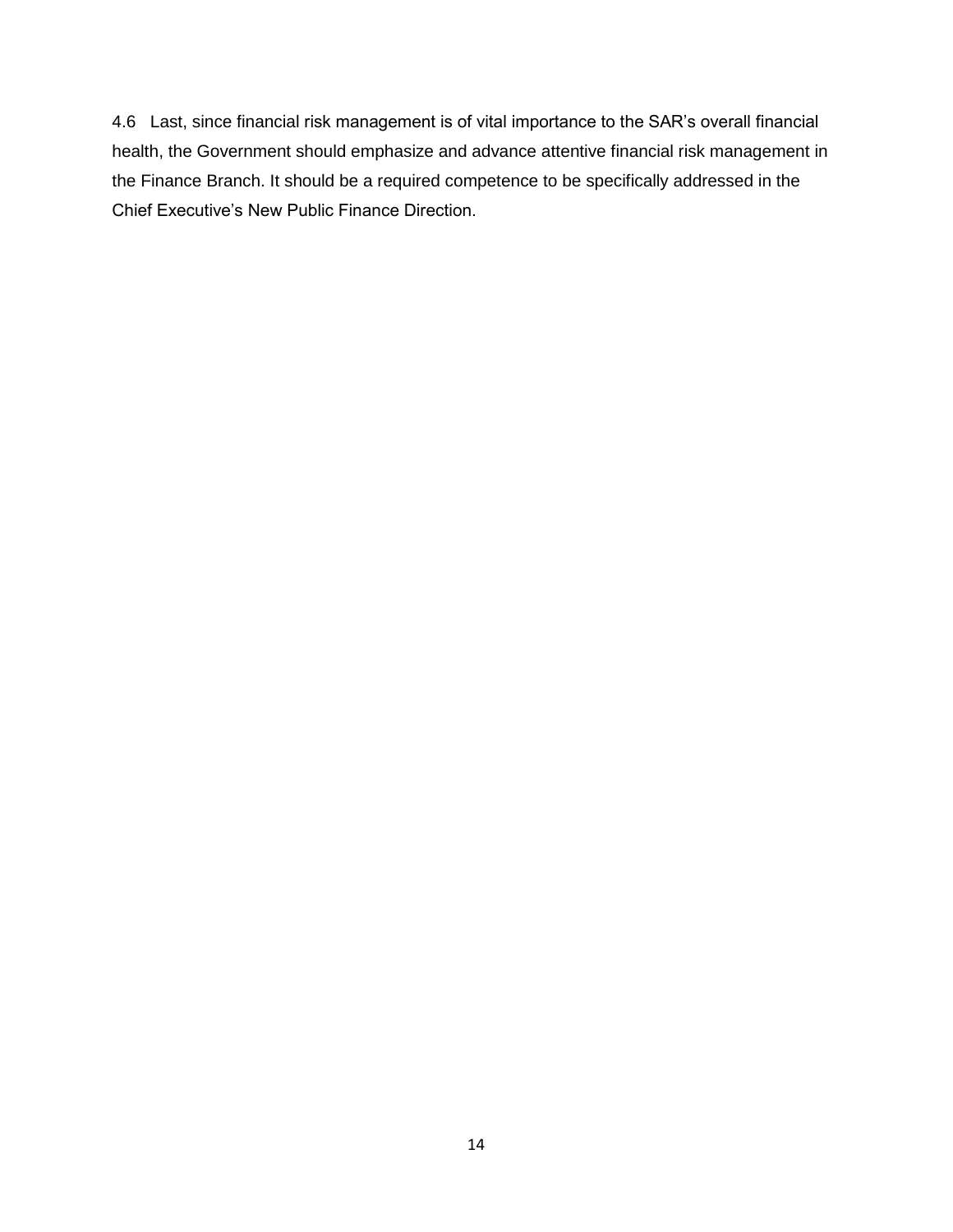4.6 Last, since financial risk management is of vital importance to the SAR's overall financial health, the Government should emphasize and advance attentive financial risk management in the Finance Branch. It should be a required competence to be specifically addressed in the Chief Executive's New Public Finance Direction.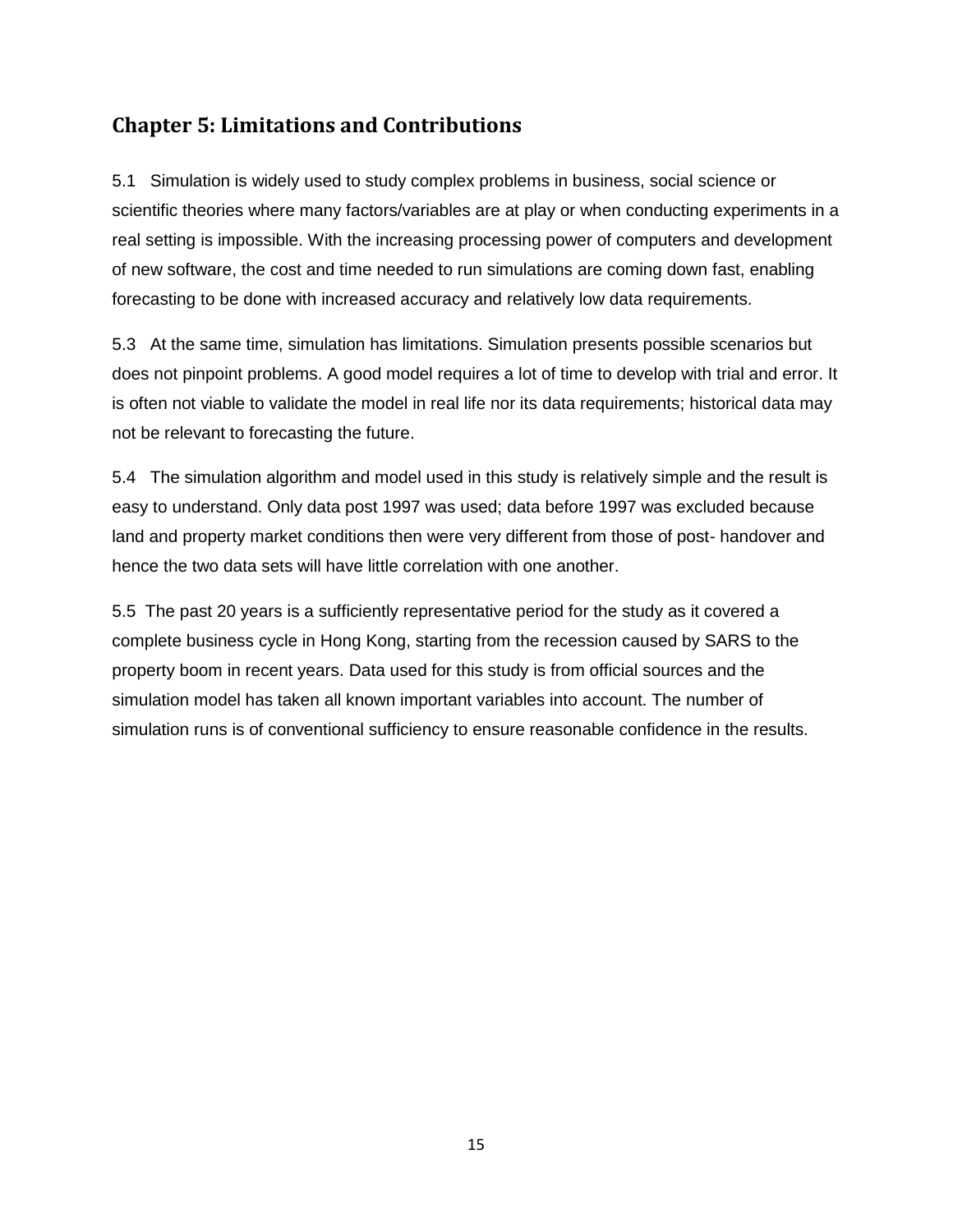## Chapter 5: Limitations and Contributions

5.1 Simulation is widely used to study complex problems in business, social science or scientific theories where many factors/variables are at play or when conducting experiments in a real setting is impossible. With the increasing processing power of computers and development of new software, the cost and time needed to run simulations are coming down fast, enabling forecasting to be done with increased accuracy and relatively low data requirements.

5.3 At the same time, simulation has limitations. Simulation presents possible scenarios but does not pinpoint problems. A good model requires a lot of time to develop with trial and error. It is often not viable to validate the model in real life nor its data requirements; historical data may not be relevant to forecasting the future.

5.4 The simulation algorithm and model used in this study is relatively simple and the result is easy to understand. Only data post 1997 was used; data before 1997 was excluded because land and property market conditions then were very different from those of post- handover and hence the two data sets will have little correlation with one another.

5.5 The past 20 years is a sufficiently representative period for the study as it covered a complete business cycle in Hong Kong, starting from the recession caused by SARS to the property boom in recent years. Data used for this study is from official sources and the simulation model has taken all known important variables into account. The number of simulation runs is of conventional sufficiency to ensure reasonable confidence in the results.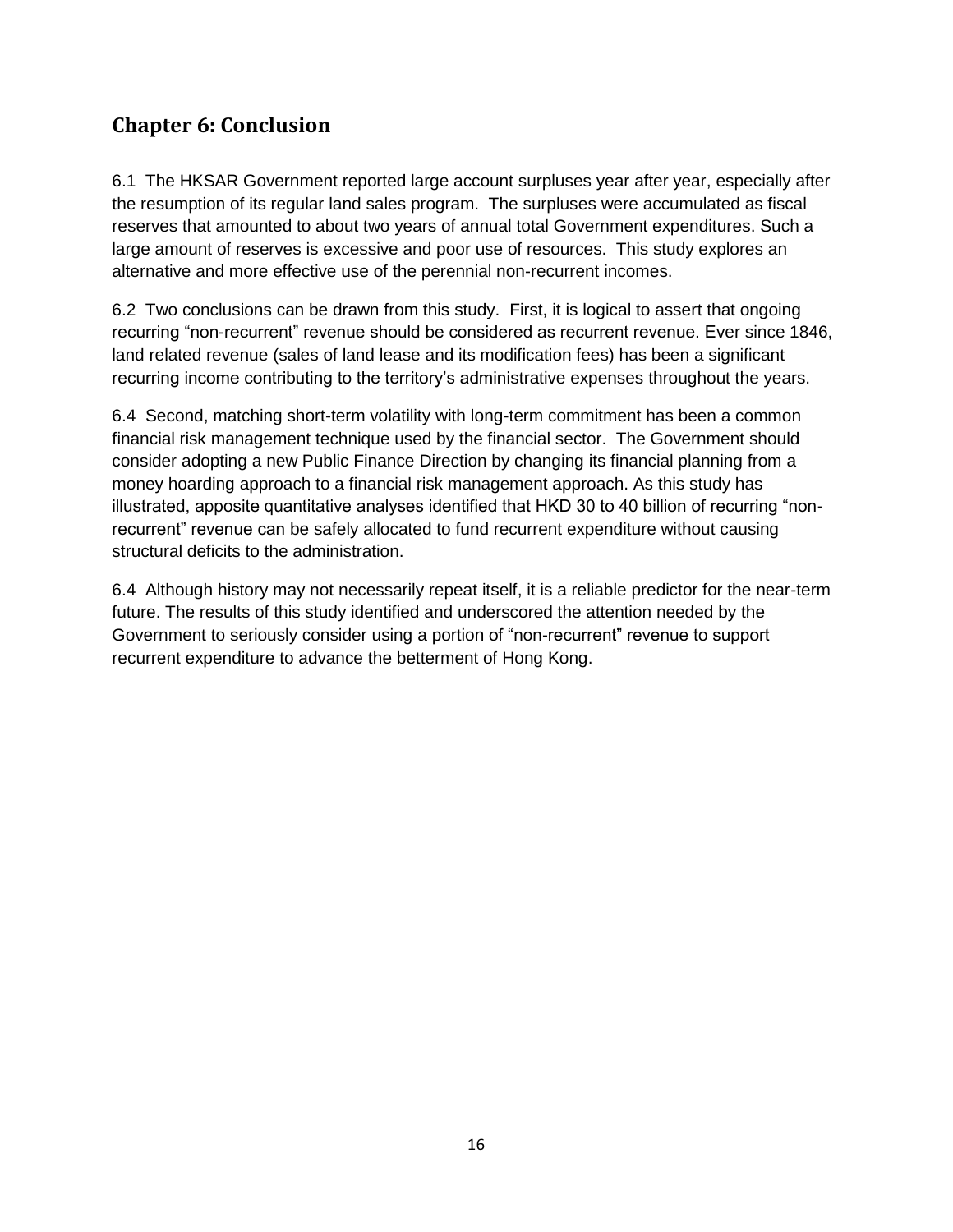## Chapter 6: Conclusion

6.1 The HKSAR Government reported large account surpluses year after year, especially after the resumption of its regular land sales program. The surpluses were accumulated as fiscal reserves that amounted to about two years of annual total Government expenditures. Such a large amount of reserves is excessive and poor use of resources. This study explores an alternative and more effective use of the perennial non-recurrent incomes.

6.2 Two conclusions can be drawn from this study. First, it is logical to assert that ongoing recurring "non-recurrent" revenue should be considered as recurrent revenue. Ever since 1846, land related revenue (sales of land lease and its modification fees) has been a significant recurring income contributing to the territory's administrative expenses throughout the years.

6.4 Second, matching short-term volatility with long-term commitment has been a common financial risk management technique used by the financial sector. The Government should consider adopting a new Public Finance Direction by changing its financial planning from a money hoarding approach to a financial risk management approach. As this study has illustrated, apposite quantitative analyses identified that HKD 30 to 40 billion of recurring "non-recurrent" revenue can be safely allocated to fund recurrent expenditure without causing structural deficits to the administration.

6.4 Although history may not necessarily repeat itself, it is a reliable predictor for the near-term future. The results of this study identified and underscored the attention needed by the Government to seriously consider using a portion of "non-recurrent" revenue to support recurrent expenditure to advance the betterment of Hong Kong.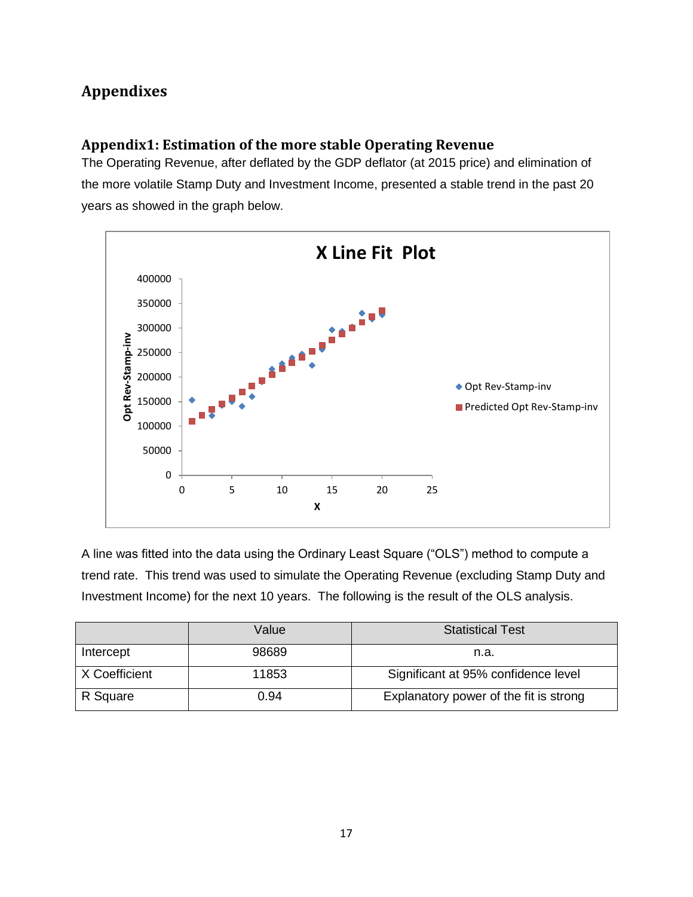# Appendixes

## Appendix1: Estimation of the more stable Operating Revenue

The Operating Revenue, after deflated by the GDP deflator (at 2015 price) and elimination of the more volatile Stamp Duty and Investment Income, presented a stable trend in the past 20 years as showed in the graph below.

A line was fitted into the data using the Ordinary Least Square ("OLS") method to compute a trend rate. This trend was used to simulate the Operating Revenue (excluding Stamp Duty and Investment Income) for the next 10 years. The following is the result of the OLS analysis.

| | Value | Statistical Test |
|---|---|---|
| Intercept | 98689 | n.a. |
| X Coefficient | 11853 | Significant at 95% confidence level |
| R Square | 0.94 | Explanatory power of the fit is strong |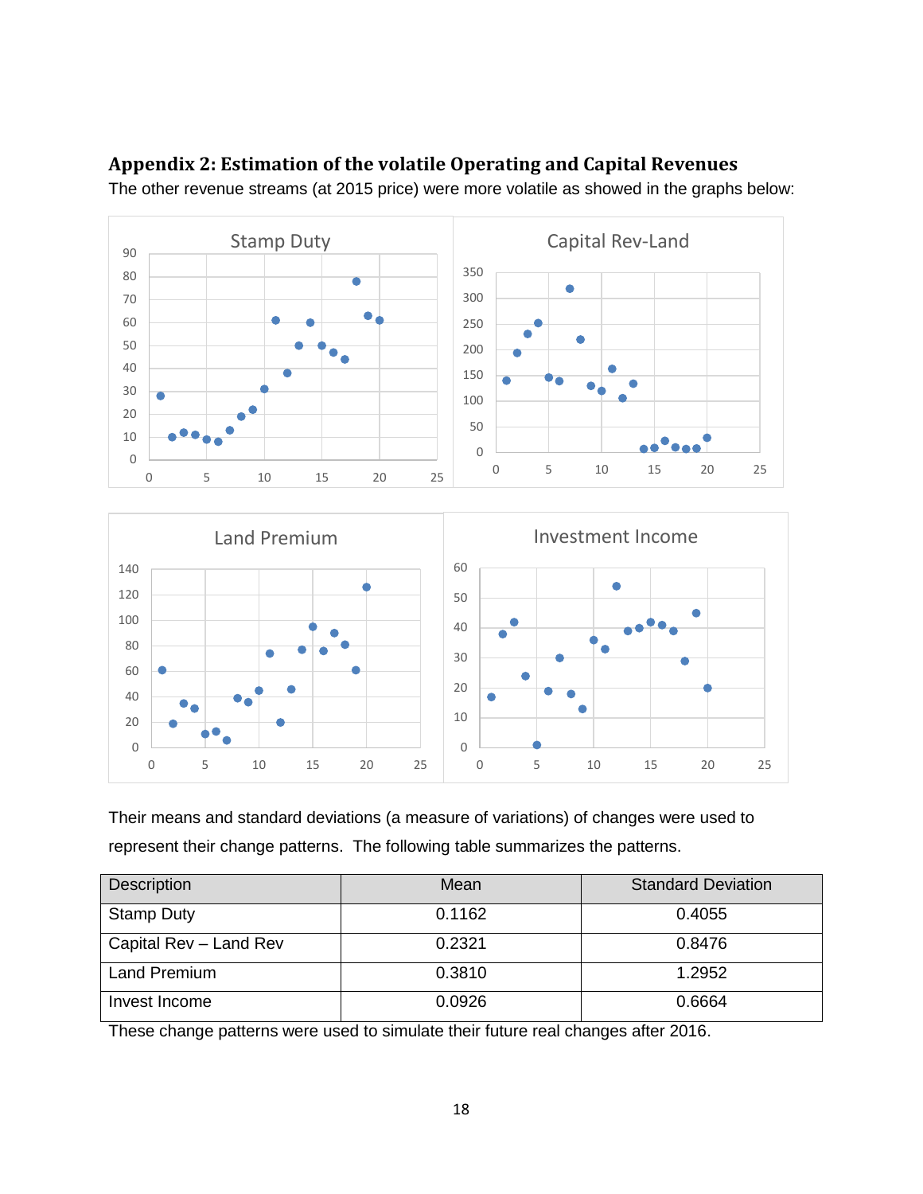## Appendix 2: Estimation of the volatile Operating and Capital Revenues

The other revenue streams (at 2015 price) were more volatile as showed in the graphs below:

Their means and standard deviations (a measure of variations) of changes were used to represent their change patterns. The following table summarizes the patterns.

| Description | Mean | Standard Deviation |
| --- | --- | --- |
| Stamp Duty | 0.1162 | 0.4055 |
| Capital Rev – Land Rev | 0.2321 | 0.8476 |
| Land Premium | 0.3810 | 1.2952 |
| Invest Income | 0.0926 | 0.6664 |

These change patterns were used to simulate their future real changes after 2016.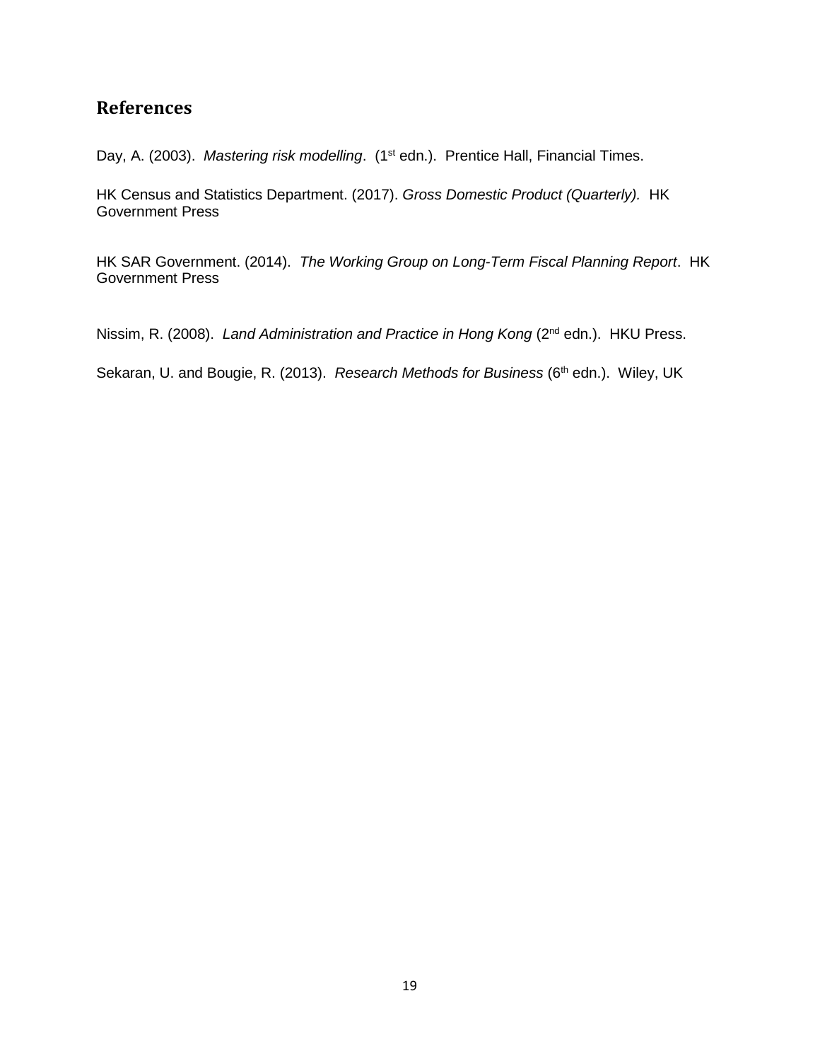## References

Day, A. (2003). *Mastering risk modelling*. (1st edn.). Prentice Hall, Financial Times.

HK Census and Statistics Department. (2017). *Gross Domestic Product (Quarterly).* HK Government Press

HK SAR Government. (2014). *The Working Group on Long-Term Fiscal Planning Report*. HK Government Press

Nissim, R. (2008). *Land Administration and Practice in Hong Kong* (2nd edn.). HKU Press.

Sekaran, U. and Bougie, R. (2013). *Research Methods for Business* (6th edn.). Wiley, UK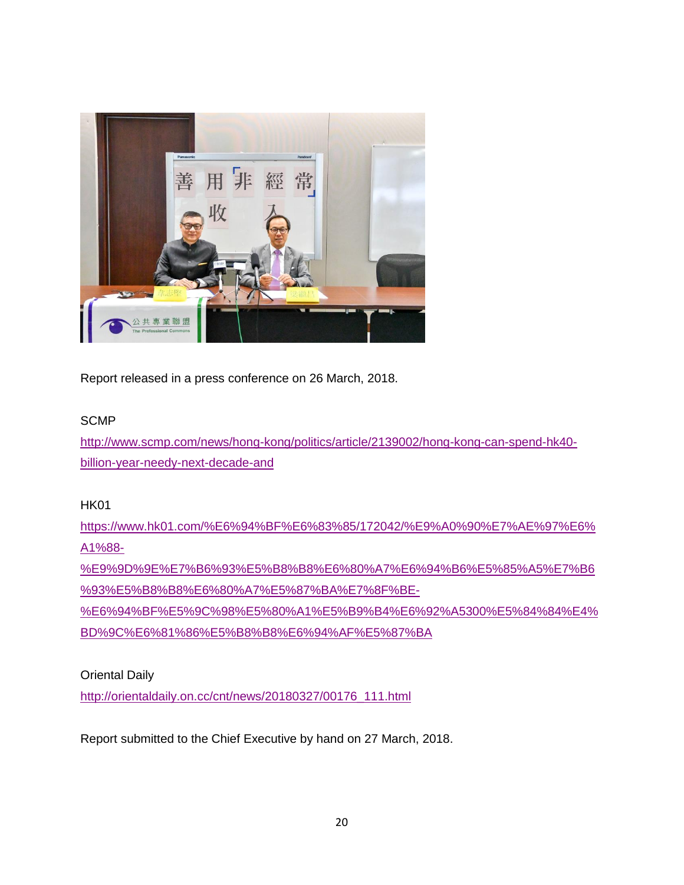Report released in a press conference on 26 March, 2018.

SCMP

http://www.scmp.com/news/hong-kong/politics/article/2139002/hong-kong-can-spend-hk40-billion-year-needy-next-decade-and

HK01

https://www.hk01.com/%E6%94%BF%E6%83%85/172042/%E9%A0%90%E7%AE%97%E6%A1%88-%E9%9D%9E%E7%B6%93%E5%B8%B8%E6%80%A7%E6%94%B6%E5%85%A5%E7%B6%93%E5%B8%B8%E6%80%A7%E5%87%BA%E7%8F%BE-%E6%94%BF%E5%9C%98%E5%80%A1%E5%B9%B4%E6%92%A5300%E5%84%84%E4%BD%9C%E6%81%86%E5%B8%B8%E6%94%AF%E5%87%BA

Oriental Daily

http://orientaldaily.on.cc/cnt/news/20180327/00176_111.html

Report submitted to the Chief Executive by hand on 27 March, 2018.